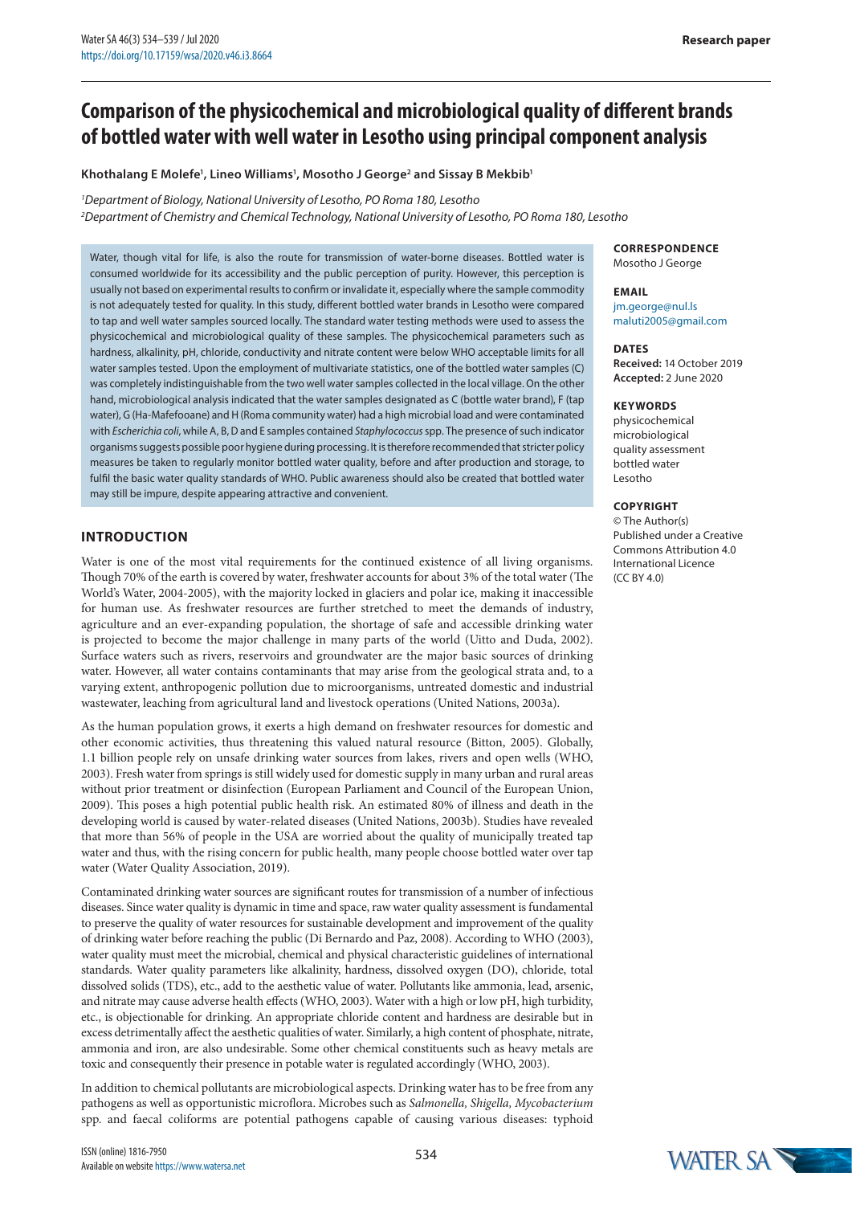# Comparison of the physicochemical and microbiological quality of different brands of bottled water with well water in Lesotho using principal component analysis

**Khothalang E Molefe[1], Lineo Williams[1], Mosotho J George[2] and Sissay B Mekbib[1]**

*[1]Department of Biology, National University of Lesotho, PO Roma 180, Lesotho*
*[2]Department of Chemistry and Chemical Technology, National University of Lesotho, PO Roma 180, Lesotho*

Water, though vital for life, is also the route for transmission of water-borne diseases. Bottled water is consumed worldwide for its accessibility and the public perception of purity. However, this perception is usually not based on experimental results to confirm or invalidate it, especially where the sample commodity is not adequately tested for quality. In this study, different bottled water brands in Lesotho were compared to tap and well water samples sourced locally. The standard water testing methods were used to assess the physicochemical and microbiological quality of these samples. The physicochemical parameters such as hardness, alkalinity, pH, chloride, conductivity and nitrate content were below WHO acceptable limits for all water samples tested. Upon the employment of multivariate statistics, one of the bottled water samples (C) was completely indistinguishable from the two well water samples collected in the local village. On the other hand, microbiological analysis indicated that the water samples designated as C (bottle water brand), F (tap water), G (Ha-Mafefooane) and H (Roma community water) had a high microbial load and were contaminated with *Escherichia coli*, while A, B, D and E samples contained *Staphylococcus* spp. The presence of such indicator organisms suggests possible poor hygiene during processing. It is therefore recommended that stricter policy measures be taken to regularly monitor bottled water quality, before and after production and storage, to fulfil the basic water quality standards of WHO. Public awareness should also be created that bottled water may still be impure, despite appearing attractive and convenient.

**CORRESPONDENCE**
Mosotho J George

**EMAIL**
jm.george@nul.ls
maluti2005@gmail.com

**DATES**
**Received:** 14 October 2019
**Accepted:** 2 June 2020

**KEYWORDS**
physicochemical
microbiological
quality assessment
bottled water
Lesotho

**COPYRIGHT**
© The Author(s)
Published under a Creative Commons Attribution 4.0 International Licence (CC BY 4.0)

## INTRODUCTION

Water is one of the most vital requirements for the continued existence of all living organisms. Though 70% of the earth is covered by water, freshwater accounts for about 3% of the total water (The World's Water, 2004-2005), with the majority locked in glaciers and polar ice, making it inaccessible for human use. As freshwater resources are further stretched to meet the demands of industry, agriculture and an ever-expanding population, the shortage of safe and accessible drinking water is projected to become the major challenge in many parts of the world (Uitto and Duda, 2002). Surface waters such as rivers, reservoirs and groundwater are the major basic sources of drinking water. However, all water contains contaminants that may arise from the geological strata and, to a varying extent, anthropogenic pollution due to microorganisms, untreated domestic and industrial wastewater, leaching from agricultural land and livestock operations (United Nations, 2003a).

As the human population grows, it exerts a high demand on freshwater resources for domestic and other economic activities, thus threatening this valued natural resource (Bitton, 2005). Globally, 1.1 billion people rely on unsafe drinking water sources from lakes, rivers and open wells (WHO, 2003). Fresh water from springs is still widely used for domestic supply in many urban and rural areas without prior treatment or disinfection (European Parliament and Council of the European Union, 2009). This poses a high potential public health risk. An estimated 80% of illness and death in the developing world is caused by water-related diseases (United Nations, 2003b). Studies have revealed that more than 56% of people in the USA are worried about the quality of municipally treated tap water and thus, with the rising concern for public health, many people choose bottled water over tap water (Water Quality Association, 2019).

Contaminated drinking water sources are significant routes for transmission of a number of infectious diseases. Since water quality is dynamic in time and space, raw water quality assessment is fundamental to preserve the quality of water resources for sustainable development and improvement of the quality of drinking water before reaching the public (Di Bernardo and Paz, 2008). According to WHO (2003), water quality must meet the microbial, chemical and physical characteristic guidelines of international standards. Water quality parameters like alkalinity, hardness, dissolved oxygen (DO), chloride, total dissolved solids (TDS), etc., add to the aesthetic value of water. Pollutants like ammonia, lead, arsenic, and nitrate may cause adverse health effects (WHO, 2003). Water with a high or low pH, high turbidity, etc., is objectionable for drinking. An appropriate chloride content and hardness are desirable but in excess detrimentally affect the aesthetic qualities of water. Similarly, a high content of phosphate, nitrate, ammonia and iron, are also undesirable. Some other chemical constituents such as heavy metals are toxic and consequently their presence in potable water is regulated accordingly (WHO, 2003).

In addition to chemical pollutants are microbiological aspects. Drinking water has to be free from any pathogens as well as opportunistic microflora. Microbes such as *Salmonella, Shigella, Mycobacterium* spp. and faecal coliforms are potential pathogens capable of causing various diseases: typhoid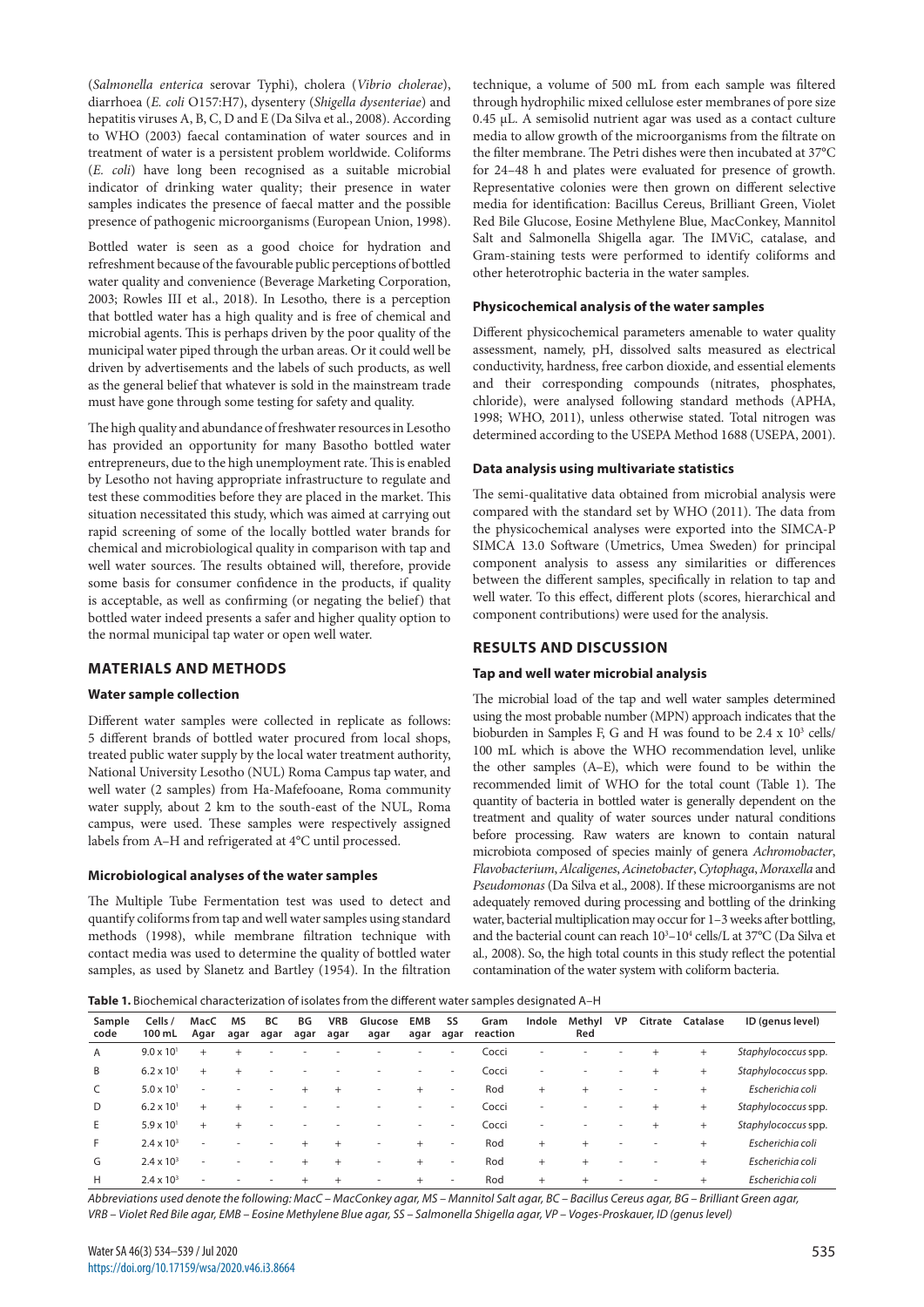(*Salmonella enterica* serovar Typhi), cholera (*Vibrio cholerae*), diarrhoea (*E. coli* O157:H7), dysentery (*Shigella dysenteriae*) and hepatitis viruses A, B, C, D and E (Da Silva et al., 2008). According to WHO (2003) faecal contamination of water sources and in treatment of water is a persistent problem worldwide. Coliforms (*E. coli*) have long been recognised as a suitable microbial indicator of drinking water quality; their presence in water samples indicates the presence of faecal matter and the possible presence of pathogenic microorganisms (European Union, 1998).

Bottled water is seen as a good choice for hydration and refreshment because of the favourable public perceptions of bottled water quality and convenience (Beverage Marketing Corporation, 2003; Rowles III et al., 2018). In Lesotho, there is a perception that bottled water has a high quality and is free of chemical and microbial agents. This is perhaps driven by the poor quality of the municipal water piped through the urban areas. Or it could well be driven by advertisements and the labels of such products, as well as the general belief that whatever is sold in the mainstream trade must have gone through some testing for safety and quality.

The high quality and abundance of freshwater resources in Lesotho has provided an opportunity for many Basotho bottled water entrepreneurs, due to the high unemployment rate. This is enabled by Lesotho not having appropriate infrastructure to regulate and test these commodities before they are placed in the market. This situation necessitated this study, which was aimed at carrying out rapid screening of some of the locally bottled water brands for chemical and microbiological quality in comparison with tap and well water sources. The results obtained will, therefore, provide some basis for consumer confidence in the products, if quality is acceptable, as well as confirming (or negating the belief) that bottled water indeed presents a safer and higher quality option to the normal municipal tap water or open well water.

## MATERIALS AND METHODS

### Water sample collection

Different water samples were collected in replicate as follows: 5 different brands of bottled water procured from local shops, treated public water supply by the local water treatment authority, National University Lesotho (NUL) Roma Campus tap water, and well water (2 samples) from Ha-Mafefooane, Roma community water supply, about 2 km to the south-east of the NUL, Roma campus, were used. These samples were respectively assigned labels from A–H and refrigerated at 4°C until processed.

### Microbiological analyses of the water samples

The Multiple Tube Fermentation test was used to detect and quantify coliforms from tap and well water samples using standard methods (1998), while membrane filtration technique with contact media was used to determine the quality of bottled water samples, as used by Slanetz and Bartley (1954). In the filtration technique, a volume of 500 mL from each sample was filtered through hydrophilic mixed cellulose ester membranes of pore size 0.45 µL. A semisolid nutrient agar was used as a contact culture media to allow growth of the microorganisms from the filtrate on the filter membrane. The Petri dishes were then incubated at 37°C for 24–48 h and plates were evaluated for presence of growth. Representative colonies were then grown on different selective media for identification: Bacillus Cereus, Brilliant Green, Violet Red Bile Glucose, Eosine Methylene Blue, MacConkey, Mannitol Salt and Salmonella Shigella agar. The IMViC, catalase, and Gram-staining tests were performed to identify coliforms and other heterotrophic bacteria in the water samples.

### Physicochemical analysis of the water samples

Different physicochemical parameters amenable to water quality assessment, namely, pH, dissolved salts measured as electrical conductivity, hardness, free carbon dioxide, and essential elements and their corresponding compounds (nitrates, phosphates, chloride), were analysed following standard methods (APHA, 1998; WHO, 2011), unless otherwise stated. Total nitrogen was determined according to the USEPA Method 1688 (USEPA, 2001).

### Data analysis using multivariate statistics

The semi-qualitative data obtained from microbial analysis were compared with the standard set by WHO (2011). The data from the physicochemical analyses were exported into the SIMCA-P SIMCA 13.0 Software (Umetrics, Umea Sweden) for principal component analysis to assess any similarities or differences between the different samples, specifically in relation to tap and well water. To this effect, different plots (scores, hierarchical and component contributions) were used for the analysis.

## RESULTS AND DISCUSSION

### Tap and well water microbial analysis

The microbial load of the tap and well water samples determined using the most probable number (MPN) approach indicates that the bioburden in Samples F, G and H was found to be 2.4 x $10^3$ cells/100 mL which is above the WHO recommendation level, unlike the other samples (A–E), which were found to be within the recommended limit of WHO for the total count (Table 1). The quantity of bacteria in bottled water is generally dependent on the treatment and quality of water sources under natural conditions before processing. Raw waters are known to contain natural microbiota composed of species mainly of genera *Achromobacter*, *Flavobacterium*, *Alcaligenes*, *Acinetobacter*, *Cytophaga*, *Moraxella* and *Pseudomonas* (Da Silva et al., 2008). If these microorganisms are not adequately removed during processing and bottling of the drinking water, bacterial multiplication may occur for 1–3 weeks after bottling, and the bacterial count can reach $10^3$–$10^4$ cells/L at 37°C (Da Silva et al., 2008). So, the high total counts in this study reflect the potential contamination of the water system with coliform bacteria.

**Table 1.** Biochemical characterization of isolates from the different water samples designated A–H

| Sample code | Cells / 100 mL | MacC Agar | MS agar | BC agar | BG agar | VRB agar | Glucose agar | EMB agar | SS agar | Gram reaction | Indole | Methyl Red | VP | Citrate | Catalase | ID (genus level) |
|---|---|---|---|---|---|---|---|---|---|---|---|---|---|---|---|---|
| A | 9.0 x $10^1$ | + | + | - | - | - | - | - | - | Cocci | - | - | - | + | + | *Staphylococcus* spp. |
| B | 6.2 x $10^1$ | + | + | - | - | - | - | - | - | Cocci | - | - | - | + | + | *Staphylococcus* spp. |
| C | 5.0 x $10^1$ | - | - | - | + | + | - | + | - | Rod | + | + | - | - | + | *Escherichia coli* |
| D | 6.2 x $10^1$ | + | + | - | - | - | - | - | - | Cocci | - | - | - | + | + | *Staphylococcus* spp. |
| E | 5.9 x $10^1$ | + | + | - | - | - | - | - | - | Cocci | - | - | - | + | + | *Staphylococcus* spp. |
| F | 2.4 x $10^3$ | - | - | - | + | + | - | + | - | Rod | + | + | - | - | + | *Escherichia coli* |
| G | 2.4 x $10^3$ | - | - | - | + | + | - | + | - | Rod | + | + | - | - | + | *Escherichia coli* |
| H | 2.4 x $10^3$ | - | - | - | + | + | - | + | - | Rod | + | + | - | - | + | *Escherichia coli* |

*Abbreviations used denote the following: MacC – MacConkey agar, MS – Mannitol Salt agar, BC – Bacillus Cereus agar, BG – Brilliant Green agar, VRB – Violet Red Bile agar, EMB – Eosine Methylene Blue agar, SS – Salmonella Shigella agar, VP – Voges-Proskauer, ID (genus level)*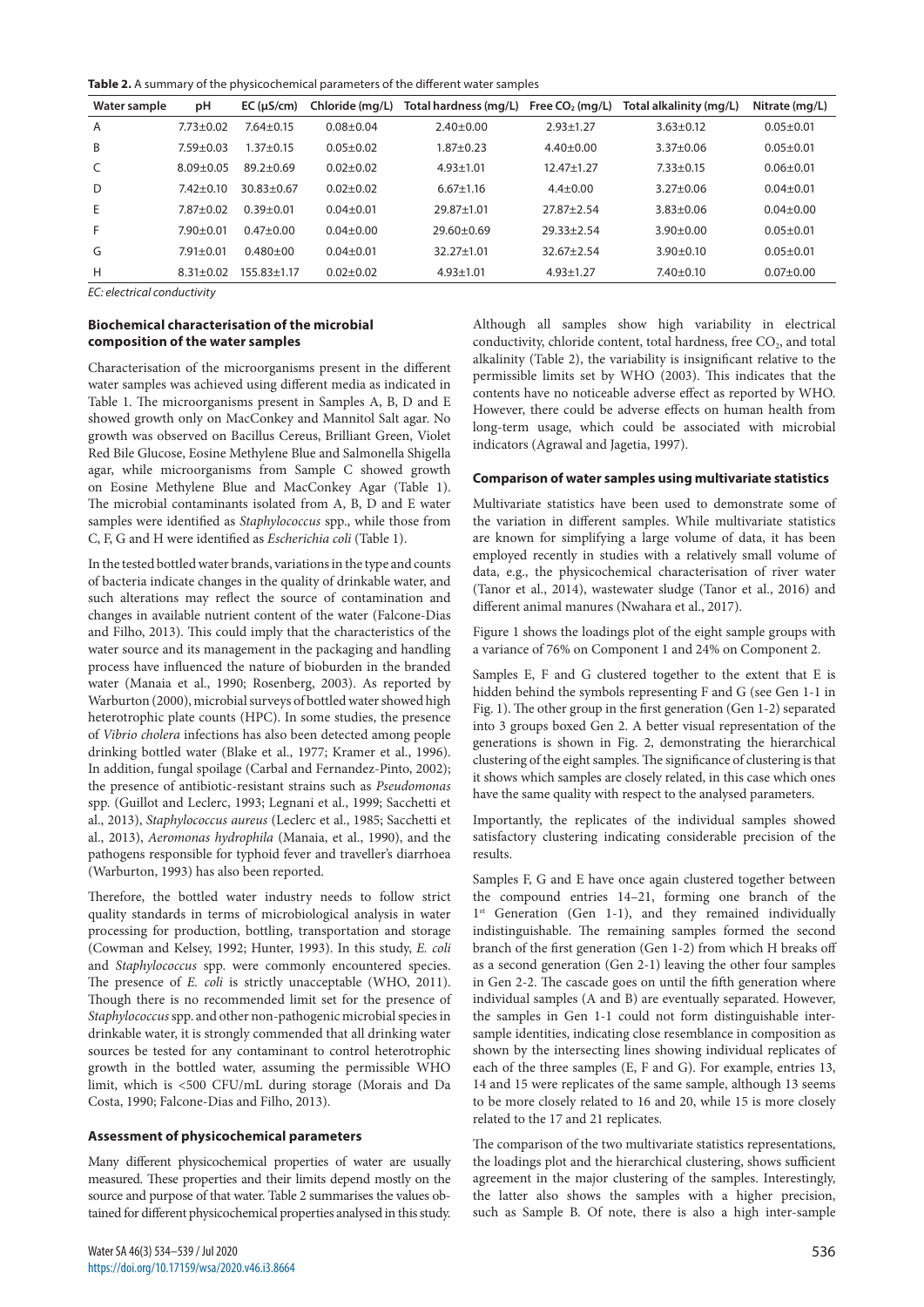**Table 2.** A summary of the physicochemical parameters of the different water samples

| Water sample | pH | EC (µS/cm) | Chloride (mg/L) | Total hardness (mg/L) | Free $CO_2$ (mg/L) | Total alkalinity (mg/L) | Nitrate (mg/L) |
|---|---|---|---|---|---|---|---|
| A | 7.73±0.02 | 7.64±0.15 | 0.08±0.04 | 2.40±0.00 | 2.93±1.27 | 3.63±0.12 | 0.05±0.01 |
| B | 7.59±0.03 | 1.37±0.15 | 0.05±0.02 | 1.87±0.23 | 4.40±0.00 | 3.37±0.06 | 0.05±0.01 |
| C | 8.09±0.05 | 89.2±0.69 | 0.02±0.02 | 4.93±1.01 | 12.47±1.27 | 7.33±0.15 | 0.06±0.01 |
| D | 7.42±0.10 | 30.83±0.67 | 0.02±0.02 | 6.67±1.16 | 4.4±0.00 | 3.27±0.06 | 0.04±0.01 |
| E | 7.87±0.02 | 0.39±0.01 | 0.04±0.01 | 29.87±1.01 | 27.87±2.54 | 3.83±0.06 | 0.04±0.00 |
| F | 7.90±0.01 | 0.47±0.00 | 0.04±0.00 | 29.60±0.69 | 29.33±2.54 | 3.90±0.00 | 0.05±0.01 |
| G | 7.91±0.01 | 0.480±00 | 0.04±0.01 | 32.27±1.01 | 32.67±2.54 | 3.90±0.10 | 0.05±0.01 |
| H | 8.31±0.02 | 155.83±1.17 | 0.02±0.02 | 4.93±1.01 | 4.93±1.27 | 7.40±0.10 | 0.07±0.00 |

*EC: electrical conductivity*

### Biochemical characterisation of the microbial composition of the water samples

Characterisation of the microorganisms present in the different water samples was achieved using different media as indicated in Table 1. The microorganisms present in Samples A, B, D and E showed growth only on MacConkey and Mannitol Salt agar. No growth was observed on Bacillus Cereus, Brilliant Green, Violet Red Bile Glucose, Eosine Methylene Blue and Salmonella Shigella agar, while microorganisms from Sample C showed growth on Eosine Methylene Blue and MacConkey Agar (Table 1). The microbial contaminants isolated from A, B, D and E water samples were identified as *Staphylococcus* spp., while those from C, F, G and H were identified as *Escherichia coli* (Table 1).

In the tested bottled water brands, variations in the type and counts of bacteria indicate changes in the quality of drinkable water, and such alterations may reflect the source of contamination and changes in available nutrient content of the water (Falcone-Dias and Filho, 2013). This could imply that the characteristics of the water source and its management in the packaging and handling process have influenced the nature of bioburden in the branded water (Manaia et al., 1990; Rosenberg, 2003). As reported by Warburton (2000), microbial surveys of bottled water showed high heterotrophic plate counts (HPC). In some studies, the presence of *Vibrio cholera* infections has also been detected among people drinking bottled water (Blake et al., 1977; Kramer et al., 1996). In addition, fungal spoilage (Carbal and Fernandez-Pinto, 2002); the presence of antibiotic-resistant strains such as *Pseudomonas* spp. (Guillot and Leclerc, 1993; Legnani et al., 1999; Sacchetti et al., 2013), *Staphylococcus aureus* (Leclerc et al., 1985; Sacchetti et al., 2013), *Aeromonas hydrophila* (Manaia, et al., 1990), and the pathogens responsible for typhoid fever and traveller's diarrhoea (Warburton, 1993) has also been reported.

Therefore, the bottled water industry needs to follow strict quality standards in terms of microbiological analysis in water processing for production, bottling, transportation and storage (Cowman and Kelsey, 1992; Hunter, 1993). In this study, *E. coli* and *Staphylococcus* spp. were commonly encountered species. The presence of *E. coli* is strictly unacceptable (WHO, 2011). Though there is no recommended limit set for the presence of *Staphylococcus* spp. and other non-pathogenic microbial species in drinkable water, it is strongly commended that all drinking water sources be tested for any contaminant to control heterotrophic growth in the bottled water, assuming the permissible WHO limit, which is <500 CFU/mL during storage (Morais and Da Costa, 1990; Falcone-Dias and Filho, 2013).

### Assessment of physicochemical parameters

Many different physicochemical properties of water are usually measured. These properties and their limits depend mostly on the source and purpose of that water. Table 2 summarises the values obtained for different physicochemical properties analysed in this study. Although all samples show high variability in electrical conductivity, chloride content, total hardness, free $CO_2$, and total alkalinity (Table 2), the variability is insignificant relative to the permissible limits set by WHO (2003). This indicates that the contents have no noticeable adverse effect as reported by WHO. However, there could be adverse effects on human health from long-term usage, which could be associated with microbial indicators (Agrawal and Jagetia, 1997).

### Comparison of water samples using multivariate statistics

Multivariate statistics have been used to demonstrate some of the variation in different samples. While multivariate statistics are known for simplifying a large volume of data, it has been employed recently in studies with a relatively small volume of data, e.g., the physicochemical characterisation of river water (Tanor et al., 2014), wastewater sludge (Tanor et al., 2016) and different animal manures (Nwahara et al., 2017).

Figure 1 shows the loadings plot of the eight sample groups with a variance of 76% on Component 1 and 24% on Component 2.

Samples E, F and G clustered together to the extent that E is hidden behind the symbols representing F and G (see Gen 1-1 in Fig. 1). The other group in the first generation (Gen 1-2) separated into 3 groups boxed Gen 2. A better visual representation of the generations is shown in Fig. 2, demonstrating the hierarchical clustering of the eight samples. The significance of clustering is that it shows which samples are closely related, in this case which ones have the same quality with respect to the analysed parameters.

Importantly, the replicates of the individual samples showed satisfactory clustering indicating considerable precision of the results.

Samples F, G and E have once again clustered together between the compound entries 14–21, forming one branch of the 1st Generation (Gen 1-1), and they remained individually indistinguishable. The remaining samples formed the second branch of the first generation (Gen 1-2) from which H breaks off as a second generation (Gen 2-1) leaving the other four samples in Gen 2-2. The cascade goes on until the fifth generation where individual samples (A and B) are eventually separated. However, the samples in Gen 1-1 could not form distinguishable inter-sample identities, indicating close resemblance in composition as shown by the intersecting lines showing individual replicates of each of the three samples (E, F and G). For example, entries 13, 14 and 15 were replicates of the same sample, although 13 seems to be more closely related to 16 and 20, while 15 is more closely related to the 17 and 21 replicates.

The comparison of the two multivariate statistics representations, the loadings plot and the hierarchical clustering, shows sufficient agreement in the major clustering of the samples. Interestingly, the latter also shows the samples with a higher precision, such as Sample B. Of note, there is also a high inter-sample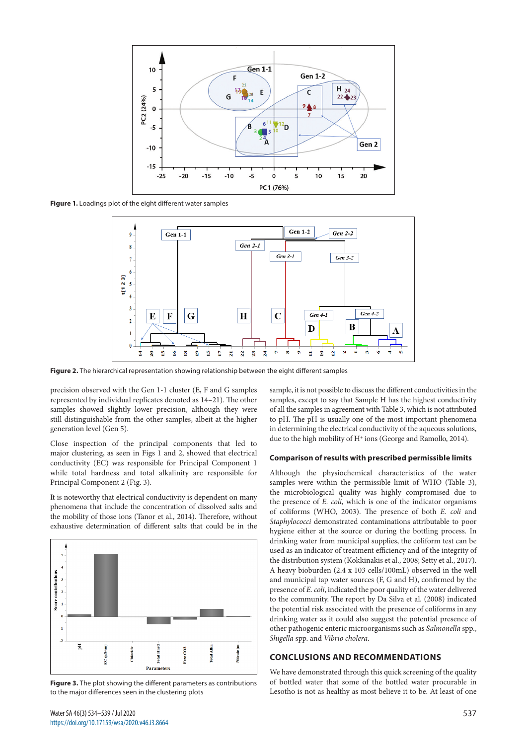**Figure 1.** Loadings plot of the eight different water samples

**Figure 2.** The hierarchical representation showing relationship between the eight different samples

precision observed with the Gen 1-1 cluster (E, F and G samples represented by individual replicates denoted as 14–21). The other samples showed slightly lower precision, although they were still distinguishable from the other samples, albeit at the higher generation level (Gen 5).

Close inspection of the principal components that led to major clustering, as seen in Figs 1 and 2, showed that electrical conductivity (EC) was responsible for Principal Component 1 while total hardness and total alkalinity are responsible for Principal Component 2 (Fig. 3).

It is noteworthy that electrical conductivity is dependent on many phenomena that include the concentration of dissolved salts and the mobility of those ions (Tanor et al., 2014). Therefore, without exhaustive determination of different salts that could be in the sample, it is not possible to discuss the different conductivities in the samples, except to say that Sample H has the highest conductivity of all the samples in agreement with Table 3, which is not attributed to pH. The pH is usually one of the most important phenomena in determining the electrical conductivity of the aqueous solutions, due to the high mobility of $H^+$ ions (George and Ramollo, 2014).

**Figure 3.** The plot showing the different parameters as contributions to the major differences seen in the clustering plots

### Comparison of results with prescribed permissible limits

Although the physiochemical characteristics of the water samples were within the permissible limit of WHO (Table 3), the microbiological quality was highly compromised due to the presence of *E. coli*, which is one of the indicator organisms of coliforms (WHO, 2003). The presence of both *E. coli* and *Staphylococci* demonstrated contaminations attributable to poor hygiene either at the source or during the bottling process. In drinking water from municipal supplies, the coliform test can be used as an indicator of treatment efficiency and of the integrity of the distribution system (Kokkinakis et al., 2008; Setty et al., 2017). A heavy bioburden (2.4 x 103 cells/100mL) observed in the well and municipal tap water sources (F, G and H), confirmed by the presence of *E. coli*, indicated the poor quality of the water delivered to the community. The report by Da Silva et al. (2008) indicated the potential risk associated with the presence of coliforms in any drinking water as it could also suggest the potential presence of other pathogenic enteric microorganisms such as *Salmonella* spp., *Shigella* spp. and *Vibrio cholera*.

## CONCLUSIONS AND RECOMMENDATIONS

We have demonstrated through this quick screening of the quality of bottled water that some of the bottled water procurable in Lesotho is not as healthy as most believe it to be. At least of one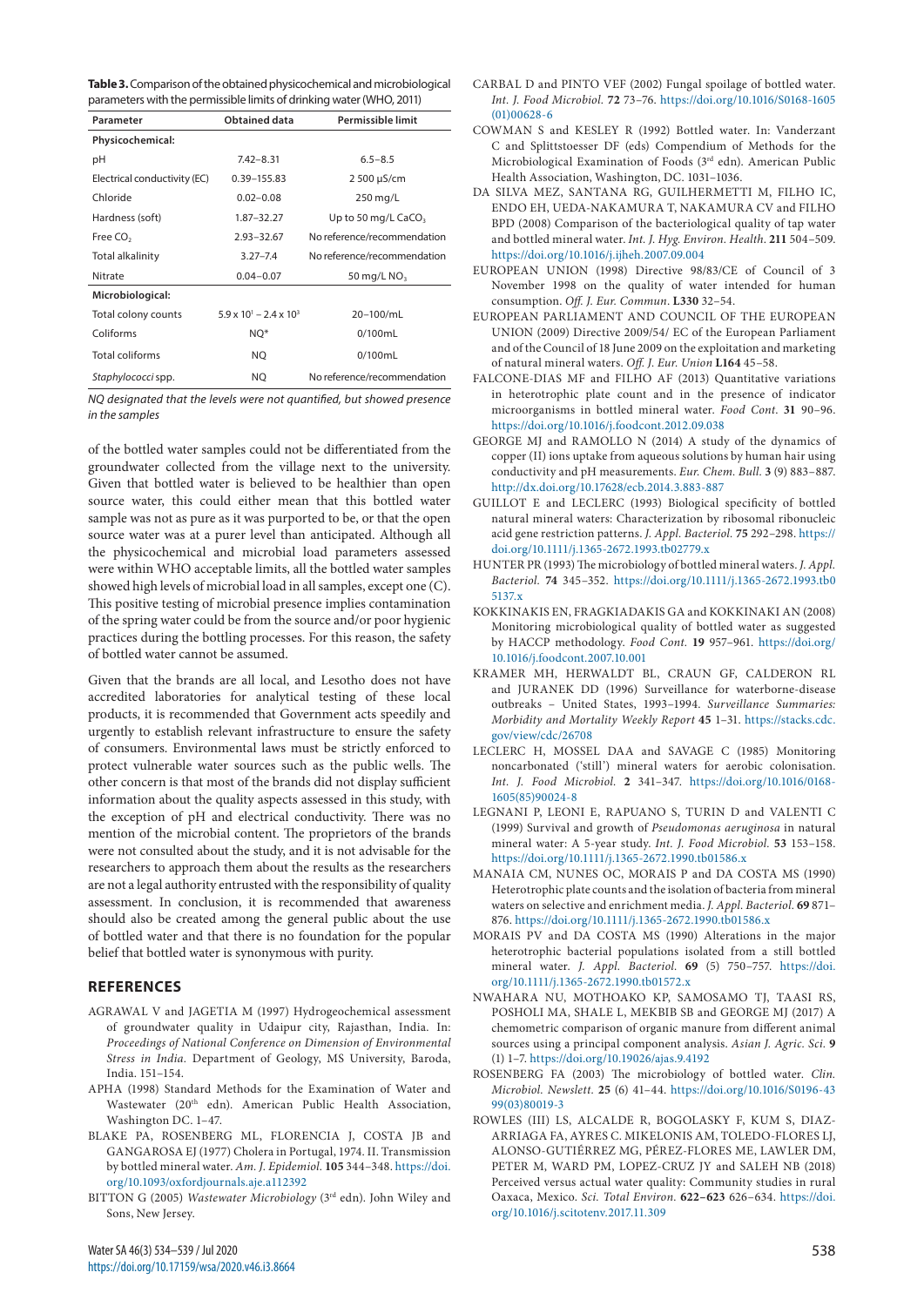**Table 3.** Comparison of the obtained physicochemical and microbiological parameters with the permissible limits of drinking water (WHO, 2011)

| Parameter | Obtained data | Permissible limit |
|---|---|---|
| **Physicochemical:** | | |
| pH | 7.42–8.31 | 6.5–8.5 |
| Electrical conductivity (EC) | 0.39–155.83 | 2 500 µS/cm |
| Chloride | 0.02–0.08 | 250 mg/L |
| Hardness (soft) | 1.87–32.27 | Up to 50 mg/L $CaCO_3$ |
| Free $CO_2$ | 2.93–32.67 | No reference/recommendation |
| Total alkalinity | 3.27–7.4 | No reference/recommendation |
| Nitrate | 0.04–0.07 | 50 mg/L $NO_3$ |
| **Microbiological:** | | |
| Total colony counts | $5.9 \times 10^1 - 2.4 \times 10^3$ | 20–100/mL |
| Coliforms | NQ* | 0/100mL |
| Total coliforms | NQ | 0/100mL |
| *Staphylococci* spp. | NQ | No reference/recommendation |

*NQ designated that the levels were not quantified, but showed presence in the samples*

of the bottled water samples could not be differentiated from the groundwater collected from the village next to the university. Given that bottled water is believed to be healthier than open source water, this could either mean that this bottled water sample was not as pure as it was purported to be, or that the open source water was at a purer level than anticipated. Although all the physicochemical and microbial load parameters assessed were within WHO acceptable limits, all the bottled water samples showed high levels of microbial load in all samples, except one (C). This positive testing of microbial presence implies contamination of the spring water could be from the source and/or poor hygienic practices during the bottling processes. For this reason, the safety of bottled water cannot be assumed.

Given that the brands are all local, and Lesotho does not have accredited laboratories for analytical testing of these local products, it is recommended that Government acts speedily and urgently to establish relevant infrastructure to ensure the safety of consumers. Environmental laws must be strictly enforced to protect vulnerable water sources such as the public wells. The other concern is that most of the brands did not display sufficient information about the quality aspects assessed in this study, with the exception of pH and electrical conductivity. There was no mention of the microbial content. The proprietors of the brands were not consulted about the study, and it is not advisable for the researchers to approach them about the results as the researchers are not a legal authority entrusted with the responsibility of quality assessment. In conclusion, it is recommended that awareness should also be created among the general public about the use of bottled water and that there is no foundation for the popular belief that bottled water is synonymous with purity.

## REFERENCES

AGRAWAL V and JAGETIA M (1997) Hydrogeochemical assessment of groundwater quality in Udaipur city, Rajasthan, India. In: *Proceedings of National Conference on Dimension of Environmental Stress in India.* Department of Geology, MS University, Baroda, India. 151–154.

APHA (1998) Standard Methods for the Examination of Water and Wastewater (20th edn). American Public Health Association, Washington DC. 1–47.

BLAKE PA, ROSENBERG ML, FLORENCIA J, COSTA JB and GANGAROSA EJ (1977) Cholera in Portugal, 1974. II. Transmission by bottled mineral water. *Am. J. Epidemiol.* **105** 344–348. https://doi.org/10.1093/oxfordjournals.aje.a112392

BITTON G (2005) *Wastewater Microbiology* (3rd edn). John Wiley and Sons, New Jersey.

CARBAL D and PINTO VEF (2002) Fungal spoilage of bottled water. *Int. J. Food Microbiol.* **72** 73–76. https://doi.org/10.1016/S0168-1605(01)00628-6

COWMAN S and KESLEY R (1992) Bottled water. In: Vanderzant C and Splittstoesser DF (eds) Compendium of Methods for the Microbiological Examination of Foods (3rd edn). American Public Health Association, Washington, DC. 1031–1036.

DA SILVA MEZ, SANTANA RG, GUILHERMETTI M, FILHO IC, ENDO EH, UEDA-NAKAMURA T, NAKAMURA CV and FILHO BPD (2008) Comparison of the bacteriological quality of tap water and bottled mineral water. *Int. J. Hyg. Environ. Health.* **211** 504–509. https://doi.org/10.1016/j.ijheh.2007.09.004

EUROPEAN UNION (1998) Directive 98/83/CE of Council of 3 November 1998 on the quality of water intended for human consumption. *Off. J. Eur. Commun*. **L330** 32–54.

EUROPEAN PARLIAMENT AND COUNCIL OF THE EUROPEAN UNION (2009) Directive 2009/54/ EC of the European Parliament and of the Council of 18 June 2009 on the exploitation and marketing of natural mineral waters. *Off. J. Eur. Union* **L164** 45–58.

FALCONE-DIAS MF and FILHO AF (2013) Quantitative variations in heterotrophic plate count and in the presence of indicator microorganisms in bottled mineral water. *Food Cont*. **31** 90–96. https://doi.org/10.1016/j.foodcont.2012.09.038

GEORGE MJ and RAMOLLO N (2014) A study of the dynamics of copper (II) ions uptake from aqueous solutions by human hair using conductivity and pH measurements. *Eur. Chem. Bull.* **3** (9) 883–887. http://dx.doi.org/10.17628/ecb.2014.3.883-887

GUILLOT E and LECLERC (1993) Biological specificity of bottled natural mineral waters: Characterization by ribosomal ribonucleic acid gene restriction patterns. *J. Appl. Bacteriol.* **75** 292–298. https://doi.org/10.1111/j.1365-2672.1993.tb02779.x

HUNTER PR (1993) The microbiology of bottled mineral waters. *J. Appl. Bacteriol.* **74** 345–352. https://doi.org/10.1111/j.1365-2672.1993.tb05137.x

KOKKINAKIS EN, FRAGKIADAKIS GA and KOKKINAKI AN (2008) Monitoring microbiological quality of bottled water as suggested by HACCP methodology. *Food Cont.* **19** 957–961. https://doi.org/10.1016/j.foodcont.2007.10.001

KRAMER MH, HERWALDT BL, CRAUN GF, CALDERON RL and JURANEK DD (1996) Surveillance for waterborne-disease outbreaks – United States, 1993–1994. *Surveillance Summaries: Morbidity and Mortality Weekly Report* **45** 1–31. https://stacks.cdc.gov/view/cdc/26708

LECLERC H, MOSSEL DAA and SAVAGE C (1985) Monitoring noncarbonated ('still') mineral waters for aerobic colonisation. *Int. J. Food Microbiol.* **2** 341–347. https://doi.org/10.1016/0168-1605(85)90024-8

LEGNANI P, LEONI E, RAPUANO S, TURIN D and VALENTI C (1999) Survival and growth of *Pseudomonas aeruginosa* in natural mineral water: A 5-year study. *Int. J. Food Microbiol.* **53** 153–158. https://doi.org/10.1111/j.1365-2672.1990.tb01586.x

MANAIA CM, NUNES OC, MORAIS P and DA COSTA MS (1990) Heterotrophic plate counts and the isolation of bacteria from mineral waters on selective and enrichment media. *J. Appl. Bacteriol.* **69** 871–876. https://doi.org/10.1111/j.1365-2672.1990.tb01586.x

MORAIS PV and DA COSTA MS (1990) Alterations in the major heterotrophic bacterial populations isolated from a still bottled mineral water. *J. Appl. Bacteriol.* **69** (5) 750–757. https://doi.org/10.1111/j.1365-2672.1990.tb01572.x

NWAHARA NU, MOTHOAKO KP, SAMOSAMO TJ, TAASI RS, POSHOLI MA, SHALE L, MEKBIB SB and GEORGE MJ (2017) A chemometric comparison of organic manure from different animal sources using a principal component analysis. *Asian J. Agric. Sci.* **9** (1) 1–7. https://doi.org/10.19026/ajas.9.4192

ROSENBERG FA (2003) The microbiology of bottled water. *Clin. Microbiol. Newslett.* **25** (6) 41–44. https://doi.org/10.1016/S0196-4399(03)80019-3

ROWLES (III) LS, ALCALDE R, BOGOLASKY F, KUM S, DIAZ-ARRIAGA FA, AYRES C. MIKELONIS AM, TOLEDO-FLORES LJ, ALONSO-GUTIÉRREZ MG, PÉREZ-FLORES ME, LAWLER DM, PETER M, WARD PM, LOPEZ-CRUZ JY and SALEH NB (2018) Perceived versus actual water quality: Community studies in rural Oaxaca, Mexico. *Sci. Total Environ.* **622–623** 626–634. https://doi.org/10.1016/j.scitotenv.2017.11.309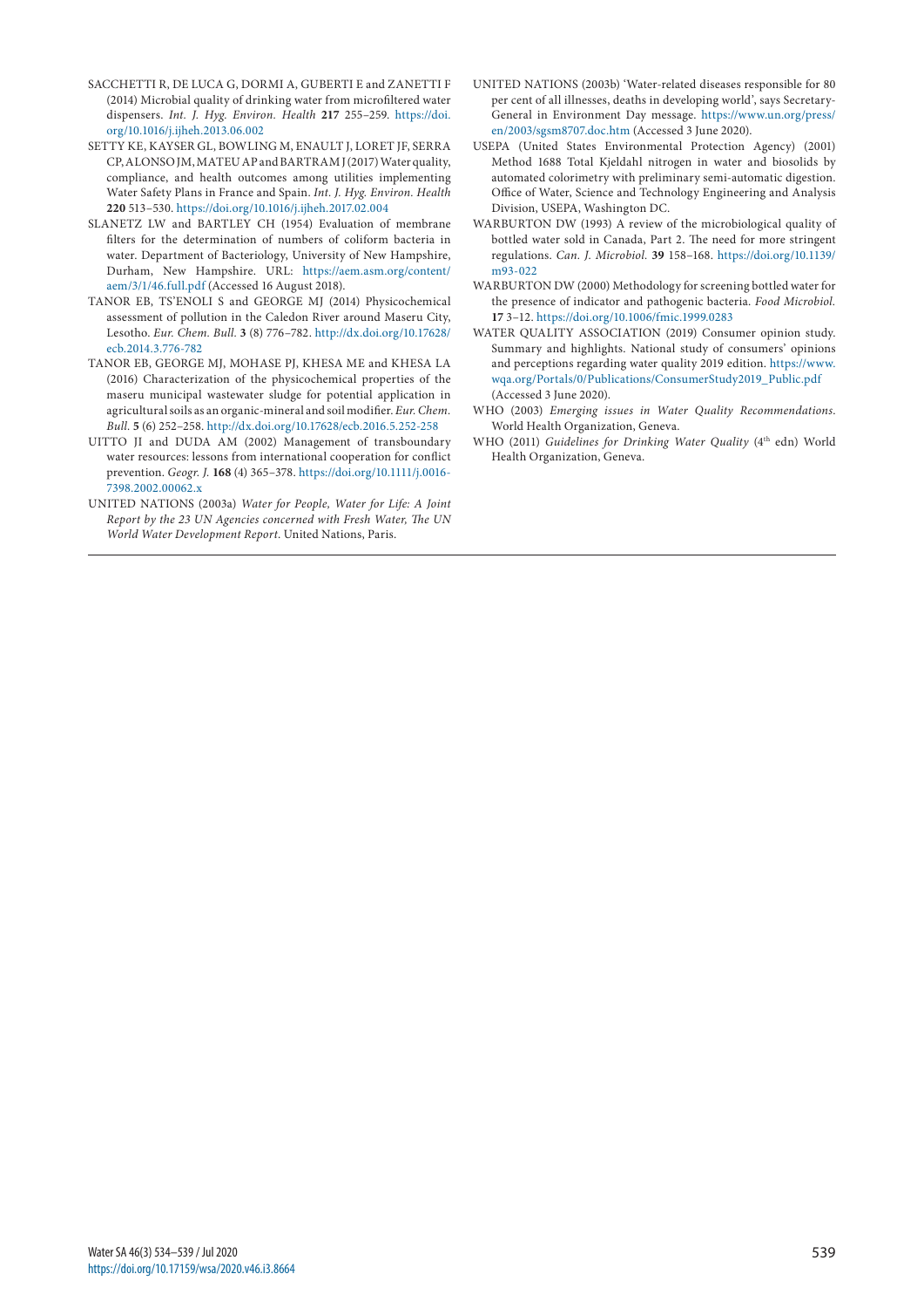SACCHETTI R, DE LUCA G, DORMI A, GUBERTI E and ZANETTI F (2014) Microbial quality of drinking water from microfiltered water dispensers. *Int. J. Hyg. Environ. Health* **217** 255–259. https://doi.org/10.1016/j.ijheh.2013.06.002

SETTY KE, KAYSER GL, BOWLING M, ENAULT J, LORET JF, SERRA CP, ALONSO JM, MATEU AP and BARTRAM J (2017) Water quality, compliance, and health outcomes among utilities implementing Water Safety Plans in France and Spain. *Int. J. Hyg. Environ. Health* **220** 513–530. https://doi.org/10.1016/j.ijheh.2017.02.004

SLANETZ LW and BARTLEY CH (1954) Evaluation of membrane filters for the determination of numbers of coliform bacteria in water. Department of Bacteriology, University of New Hampshire, Durham, New Hampshire. URL: https://aem.asm.org/content/aem/3/1/46.full.pdf (Accessed 16 August 2018).

TANOR EB, TS'ENOLI S and GEORGE MJ (2014) Physicochemical assessment of pollution in the Caledon River around Maseru City, Lesotho. *Eur. Chem. Bull.* **3** (8) 776–782. http://dx.doi.org/10.17628/ecb.2014.3.776-782

TANOR EB, GEORGE MJ, MOHASE PJ, KHESA ME and KHESA LA (2016) Characterization of the physicochemical properties of the maseru municipal wastewater sludge for potential application in agricultural soils as an organic-mineral and soil modifier. *Eur. Chem. Bull.* **5** (6) 252–258. http://dx.doi.org/10.17628/ecb.2016.5.252-258

UITTO JI and DUDA AM (2002) Management of transboundary water resources: lessons from international cooperation for conflict prevention. *Geogr. J.* **168** (4) 365–378. https://doi.org/10.1111/j.0016-7398.2002.00062.x

UNITED NATIONS (2003a) *Water for People, Water for Life: A Joint Report by the 23 UN Agencies concerned with Fresh Water, The UN World Water Development Report*. United Nations, Paris.

UNITED NATIONS (2003b) 'Water-related diseases responsible for 80 per cent of all illnesses, deaths in developing world', says Secretary-General in Environment Day message. https://www.un.org/press/en/2003/sgsm8707.doc.htm (Accessed 3 June 2020).

USEPA (United States Environmental Protection Agency) (2001) Method 1688 Total Kjeldahl nitrogen in water and biosolids by automated colorimetry with preliminary semi-automatic digestion. Office of Water, Science and Technology Engineering and Analysis Division, USEPA, Washington DC.

WARBURTON DW (1993) A review of the microbiological quality of bottled water sold in Canada, Part 2. The need for more stringent regulations. *Can. J. Microbiol.* **39** 158–168. https://doi.org/10.1139/m93-022

WARBURTON DW (2000) Methodology for screening bottled water for the presence of indicator and pathogenic bacteria. *Food Microbiol.* **17** 3–12. https://doi.org/10.1006/fmic.1999.0283

WATER QUALITY ASSOCIATION (2019) Consumer opinion study. Summary and highlights. National study of consumers' opinions and perceptions regarding water quality 2019 edition. https://www.wqa.org/Portals/0/Publications/ConsumerStudy2019_Public.pdf (Accessed 3 June 2020).

WHO (2003) *Emerging issues in Water Quality Recommendations*. World Health Organization, Geneva.

WHO (2011) *Guidelines for Drinking Water Quality* (4th edn) World Health Organization, Geneva.